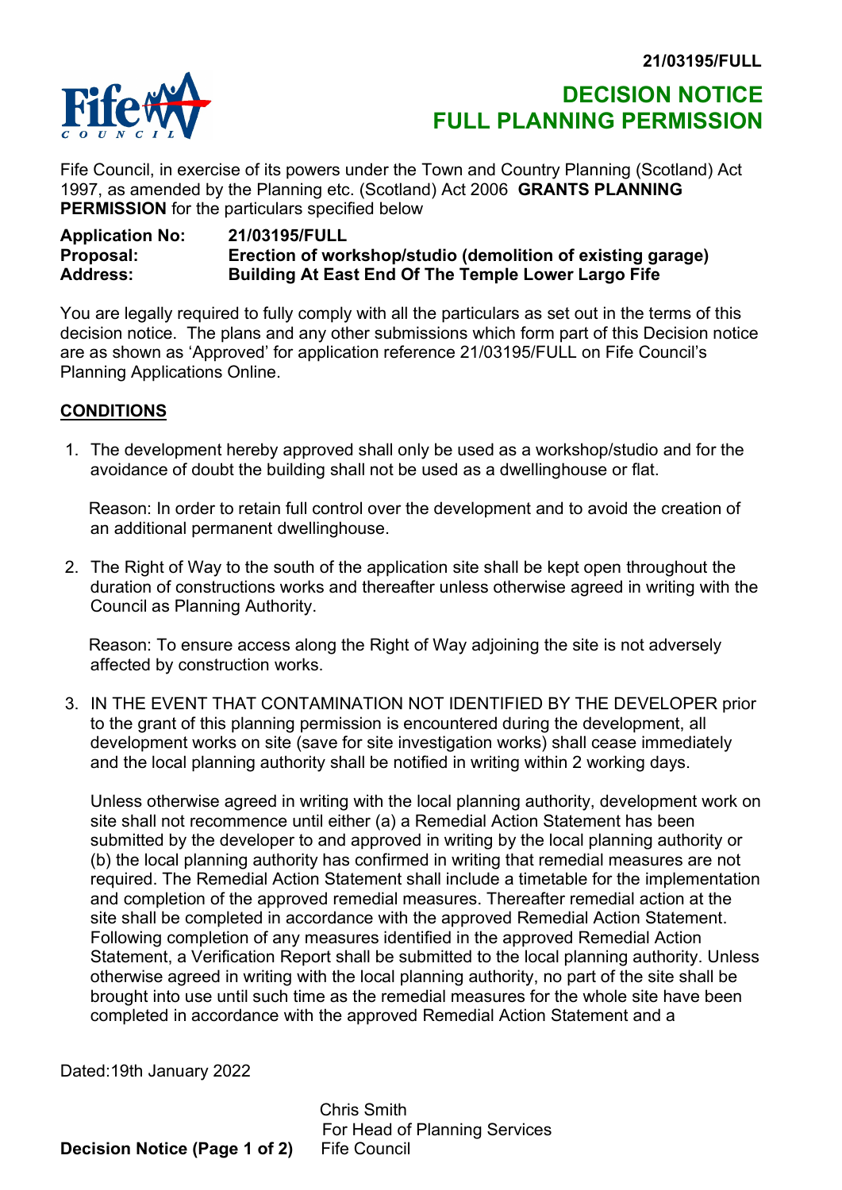# DECISION NOTICE
# FULL PLANNING PERMISSION

Fife Council, in exercise of its powers under the Town and Country Planning (Scotland) Act 1997, as amended by the Planning etc. (Scotland) Act 2006 **GRANTS PLANNING PERMISSION** for the particulars specified below

| | |
|---|---|
| **Application No:** | **21/03195/FULL** |
| **Proposal:** | **Erection of workshop/studio (demolition of existing garage)** |
| **Address:** | **Building At East End Of The Temple Lower Largo Fife** |

You are legally required to fully comply with all the particulars as set out in the terms of this decision notice. The plans and any other submissions which form part of this Decision notice are as shown as 'Approved' for application reference 21/03195/FULL on Fife Council's Planning Applications Online.

## CONDITIONS

1. The development hereby approved shall only be used as a workshop/studio and for the avoidance of doubt the building shall not be used as a dwellinghouse or flat.

   Reason: In order to retain full control over the development and to avoid the creation of an additional permanent dwellinghouse.

2. The Right of Way to the south of the application site shall be kept open throughout the duration of constructions works and thereafter unless otherwise agreed in writing with the Council as Planning Authority.

   Reason: To ensure access along the Right of Way adjoining the site is not adversely affected by construction works.

3. IN THE EVENT THAT CONTAMINATION NOT IDENTIFIED BY THE DEVELOPER prior to the grant of this planning permission is encountered during the development, all development works on site (save for site investigation works) shall cease immediately and the local planning authority shall be notified in writing within 2 working days.

   Unless otherwise agreed in writing with the local planning authority, development work on site shall not recommence until either (a) a Remedial Action Statement has been submitted by the developer to and approved in writing by the local planning authority or (b) the local planning authority has confirmed in writing that remedial measures are not required. The Remedial Action Statement shall include a timetable for the implementation and completion of the approved remedial measures. Thereafter remedial action at the site shall be completed in accordance with the approved Remedial Action Statement. Following completion of any measures identified in the approved Remedial Action Statement, a Verification Report shall be submitted to the local planning authority. Unless otherwise agreed in writing with the local planning authority, no part of the site shall be brought into use until such time as the remedial measures for the whole site have been completed in accordance with the approved Remedial Action Statement and a

Dated:19th January 2022

Chris Smith
For Head of Planning Services
Fife Council

**Decision Notice (Page 1 of 2)**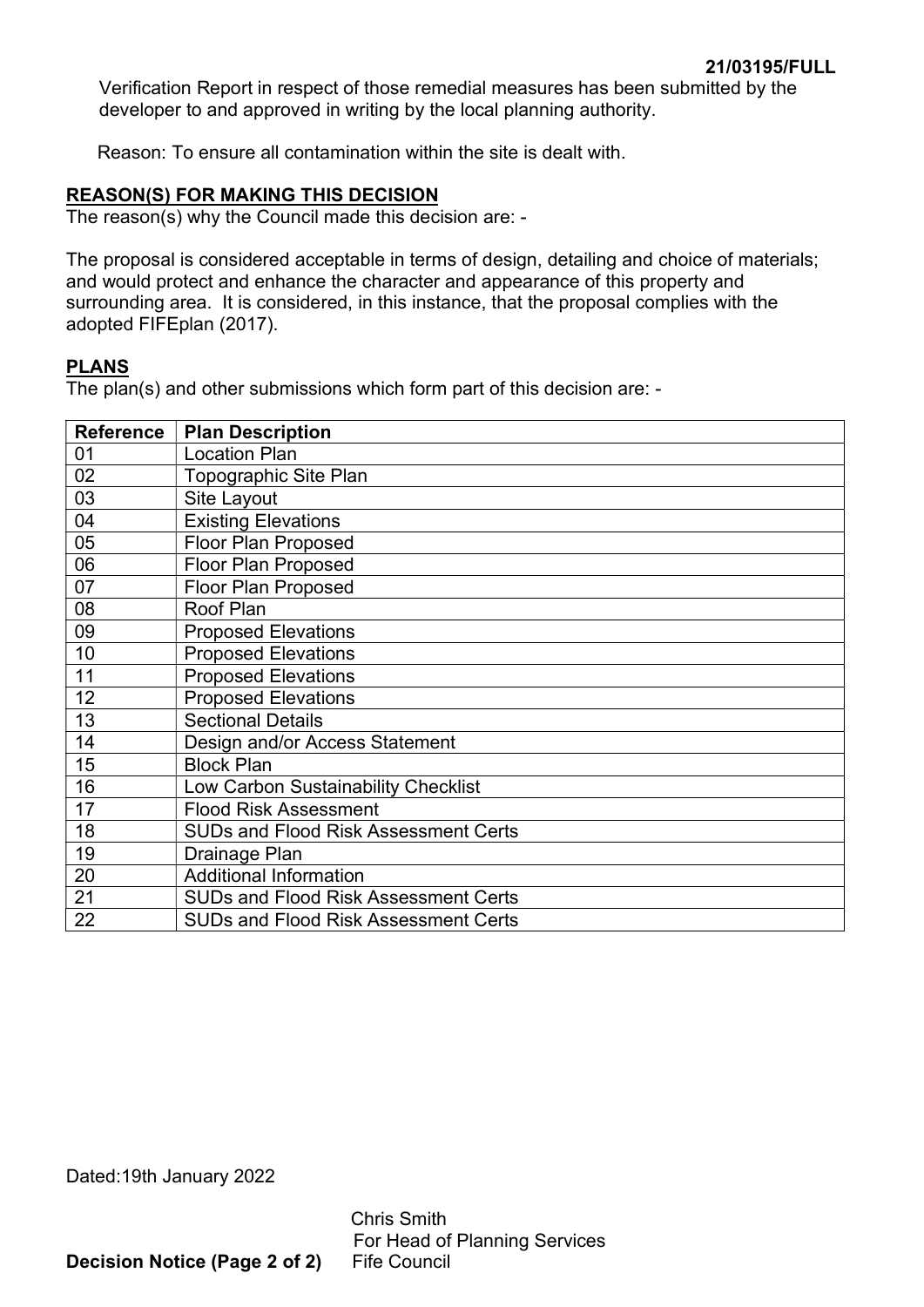Verification Report in respect of those remedial measures has been submitted by the developer to and approved in writing by the local planning authority.

Reason: To ensure all contamination within the site is dealt with.

## REASON(S) FOR MAKING THIS DECISION

The reason(s) why the Council made this decision are: -

The proposal is considered acceptable in terms of design, detailing and choice of materials; and would protect and enhance the character and appearance of this property and surrounding area. It is considered, in this instance, that the proposal complies with the adopted FIFEplan (2017).

## PLANS

The plan(s) and other submissions which form part of this decision are: -

| Reference | Plan Description |
|---|---|
| 01 | Location Plan |
| 02 | Topographic Site Plan |
| 03 | Site Layout |
| 04 | Existing Elevations |
| 05 | Floor Plan Proposed |
| 06 | Floor Plan Proposed |
| 07 | Floor Plan Proposed |
| 08 | Roof Plan |
| 09 | Proposed Elevations |
| 10 | Proposed Elevations |
| 11 | Proposed Elevations |
| 12 | Proposed Elevations |
| 13 | Sectional Details |
| 14 | Design and/or Access Statement |
| 15 | Block Plan |
| 16 | Low Carbon Sustainability Checklist |
| 17 | Flood Risk Assessment |
| 18 | SUDs and Flood Risk Assessment Certs |
| 19 | Drainage Plan |
| 20 | Additional Information |
| 21 | SUDs and Flood Risk Assessment Certs |
| 22 | SUDs and Flood Risk Assessment Certs |

Dated:19th January 2022

Chris Smith
For Head of Planning Services
Fife Council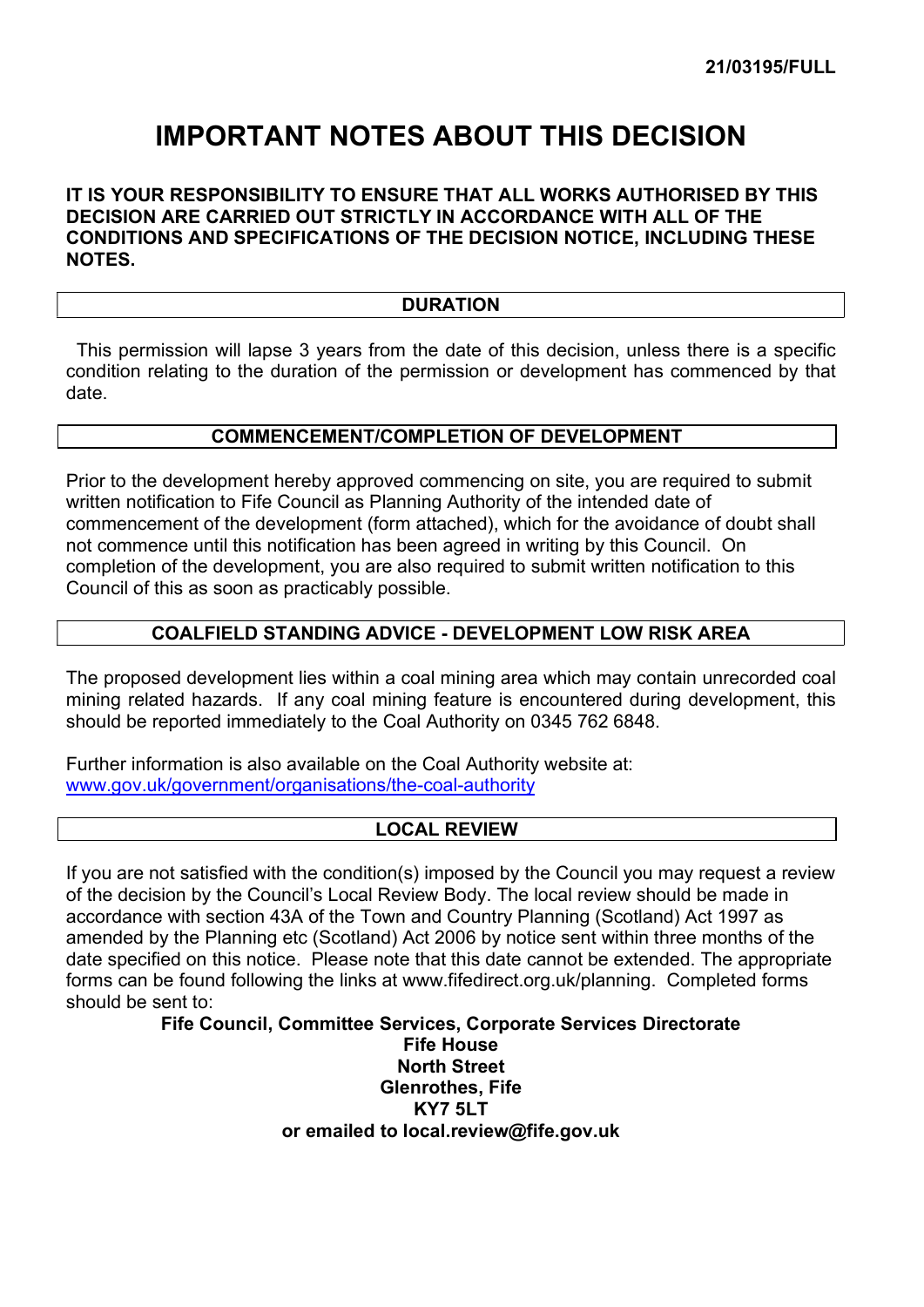21/03195/FULL

# IMPORTANT NOTES ABOUT THIS DECISION

**IT IS YOUR RESPONSIBILITY TO ENSURE THAT ALL WORKS AUTHORISED BY THIS DECISION ARE CARRIED OUT STRICTLY IN ACCORDANCE WITH ALL OF THE CONDITIONS AND SPECIFICATIONS OF THE DECISION NOTICE, INCLUDING THESE NOTES.**

## DURATION

This permission will lapse 3 years from the date of this decision, unless there is a specific condition relating to the duration of the permission or development has commenced by that date.

## COMMENCEMENT/COMPLETION OF DEVELOPMENT

Prior to the development hereby approved commencing on site, you are required to submit written notification to Fife Council as Planning Authority of the intended date of commencement of the development (form attached), which for the avoidance of doubt shall not commence until this notification has been agreed in writing by this Council. On completion of the development, you are also required to submit written notification to this Council of this as soon as practicably possible.

## COALFIELD STANDING ADVICE - DEVELOPMENT LOW RISK AREA

The proposed development lies within a coal mining area which may contain unrecorded coal mining related hazards. If any coal mining feature is encountered during development, this should be reported immediately to the Coal Authority on 0345 762 6848.

Further information is also available on the Coal Authority website at:
[www.gov.uk/government/organisations/the-coal-authority](www.gov.uk/government/organisations/the-coal-authority)

## LOCAL REVIEW

If you are not satisfied with the condition(s) imposed by the Council you may request a review of the decision by the Council's Local Review Body. The local review should be made in accordance with section 43A of the Town and Country Planning (Scotland) Act 1997 as amended by the Planning etc (Scotland) Act 2006 by notice sent within three months of the date specified on this notice. Please note that this date cannot be extended. The appropriate forms can be found following the links at www.fifedirect.org.uk/planning. Completed forms should be sent to:

**Fife Council, Committee Services, Corporate Services Directorate**
**Fife House**
**North Street**
**Glenrothes, Fife**
**KY7 5LT**
**or emailed to local.review@fife.gov.uk**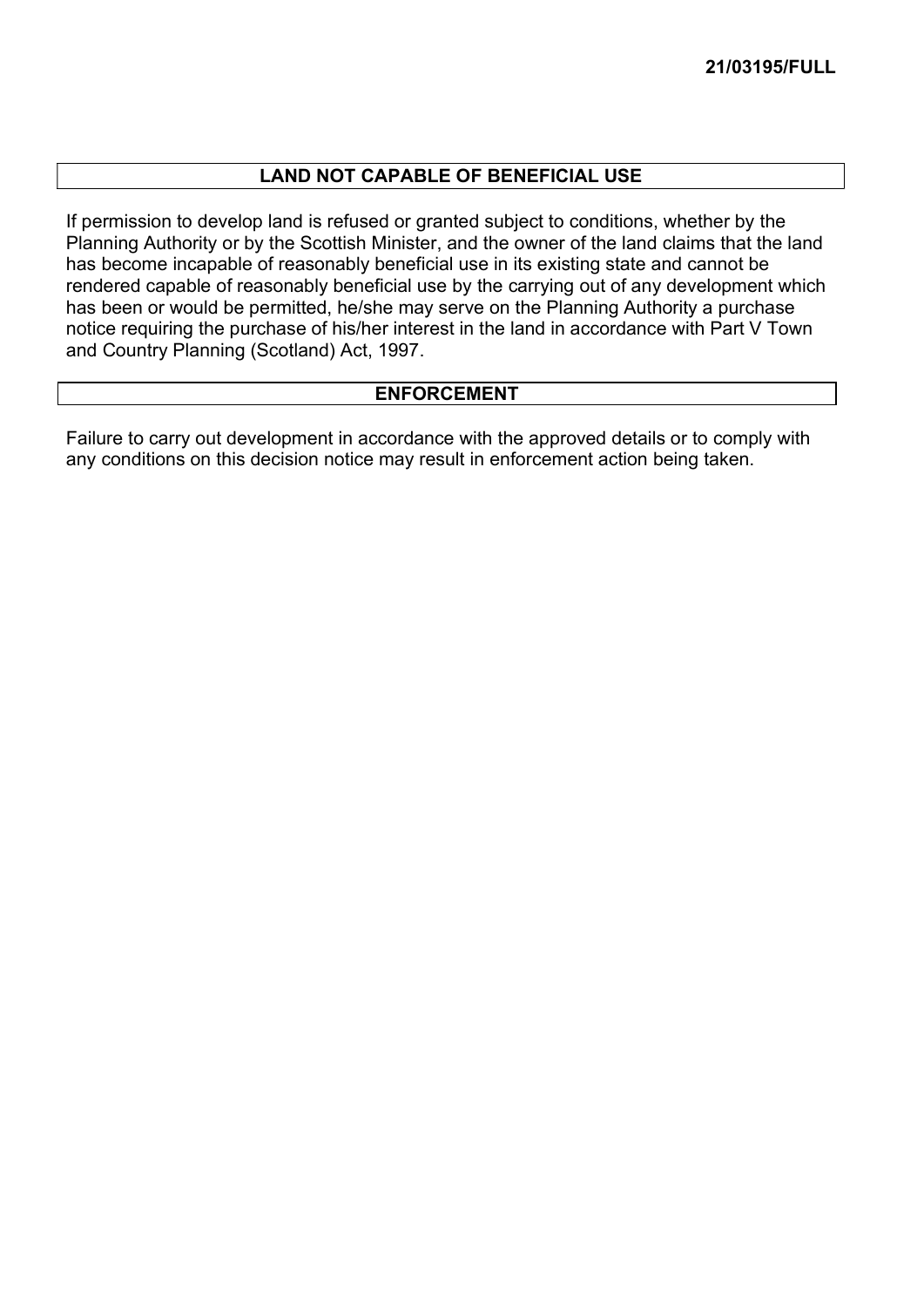## LAND NOT CAPABLE OF BENEFICIAL USE

If permission to develop land is refused or granted subject to conditions, whether by the Planning Authority or by the Scottish Minister, and the owner of the land claims that the land has become incapable of reasonably beneficial use in its existing state and cannot be rendered capable of reasonably beneficial use by the carrying out of any development which has been or would be permitted, he/she may serve on the Planning Authority a purchase notice requiring the purchase of his/her interest in the land in accordance with Part V Town and Country Planning (Scotland) Act, 1997.

## ENFORCEMENT

Failure to carry out development in accordance with the approved details or to comply with any conditions on this decision notice may result in enforcement action being taken.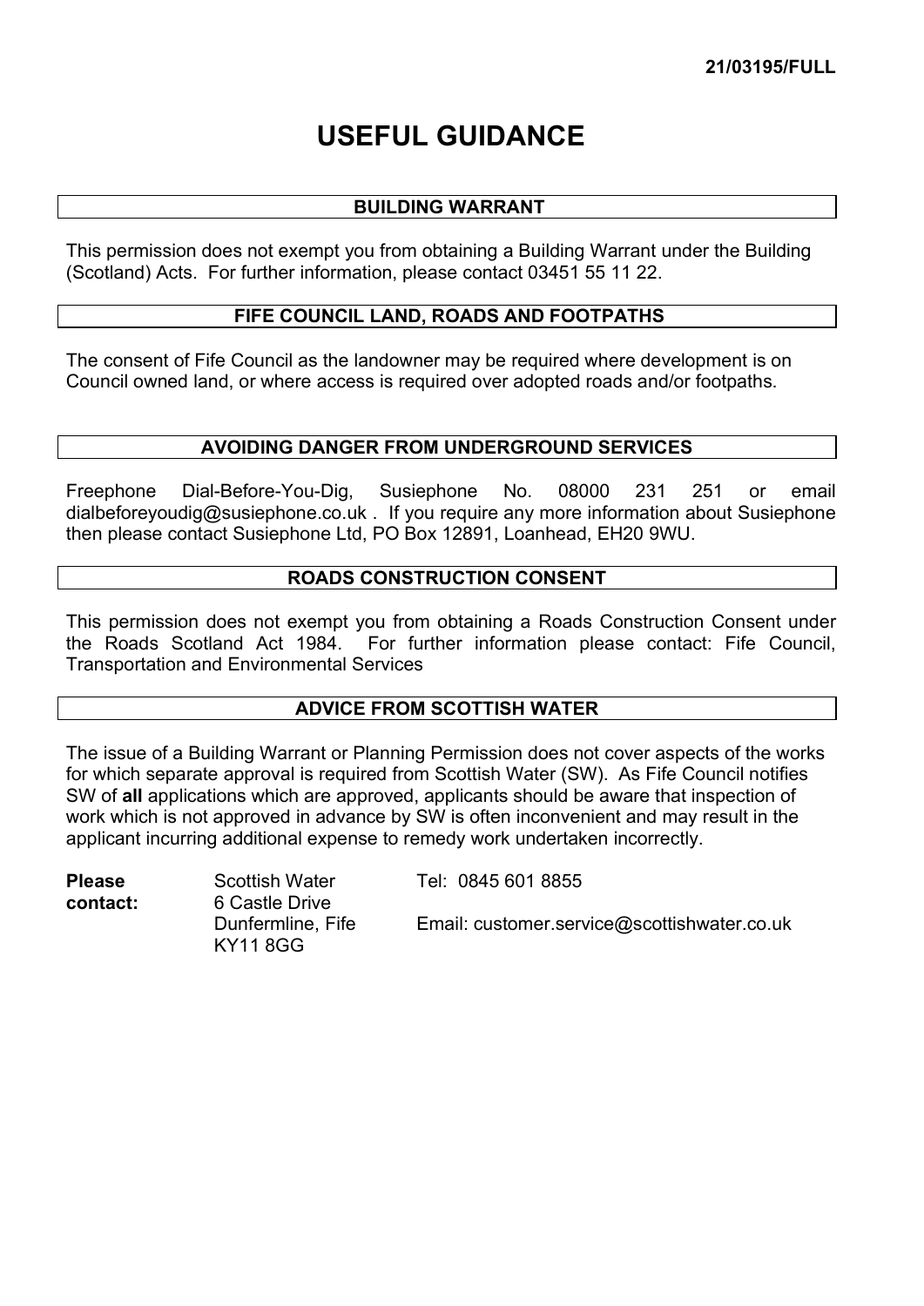21/03195/FULL

# USEFUL GUIDANCE

## BUILDING WARRANT

This permission does not exempt you from obtaining a Building Warrant under the Building (Scotland) Acts. For further information, please contact 03451 55 11 22.

## FIFE COUNCIL LAND, ROADS AND FOOTPATHS

The consent of Fife Council as the landowner may be required where development is on Council owned land, or where access is required over adopted roads and/or footpaths.

## AVOIDING DANGER FROM UNDERGROUND SERVICES

Freephone Dial-Before-You-Dig, Susiephone No. 08000 231 251 or email dialbeforeyoudig@susiephone.co.uk . If you require any more information about Susiephone then please contact Susiephone Ltd, PO Box 12891, Loanhead, EH20 9WU.

## ROADS CONSTRUCTION CONSENT

This permission does not exempt you from obtaining a Roads Construction Consent under the Roads Scotland Act 1984. For further information please contact: Fife Council, Transportation and Environmental Services

## ADVICE FROM SCOTTISH WATER

The issue of a Building Warrant or Planning Permission does not cover aspects of the works for which separate approval is required from Scottish Water (SW). As Fife Council notifies SW of **all** applications which are approved, applicants should be aware that inspection of work which is not approved in advance by SW is often inconvenient and may result in the applicant incurring additional expense to remedy work undertaken incorrectly.

| | | |
|---|---|---|
| **Please contact:** | Scottish Water<br>6 Castle Drive<br>Dunfermline, Fife<br>KY11 8GG | Tel: 0845 601 8855<br><br>Email: customer.service@scottishwater.co.uk |